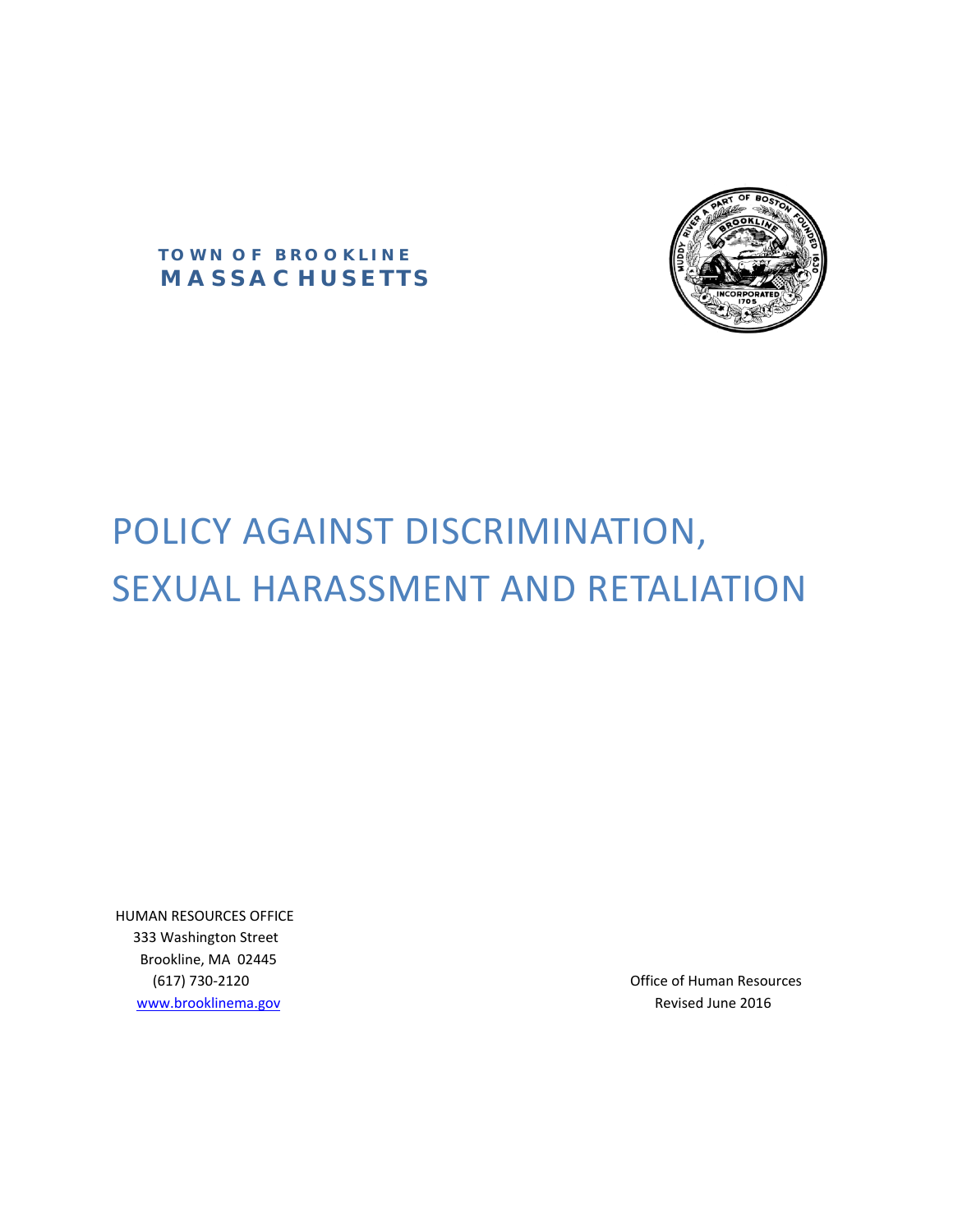**TOWN OF BROOKLINE**
**MASSACHUSETTS**

# POLICY AGAINST DISCRIMINATION, SEXUAL HARASSMENT AND RETALIATION

HUMAN RESOURCES OFFICE
333 Washington Street
Brookline, MA 02445
(617) 730-2120
www.brooklinema.gov

Office of Human Resources
Revised June 2016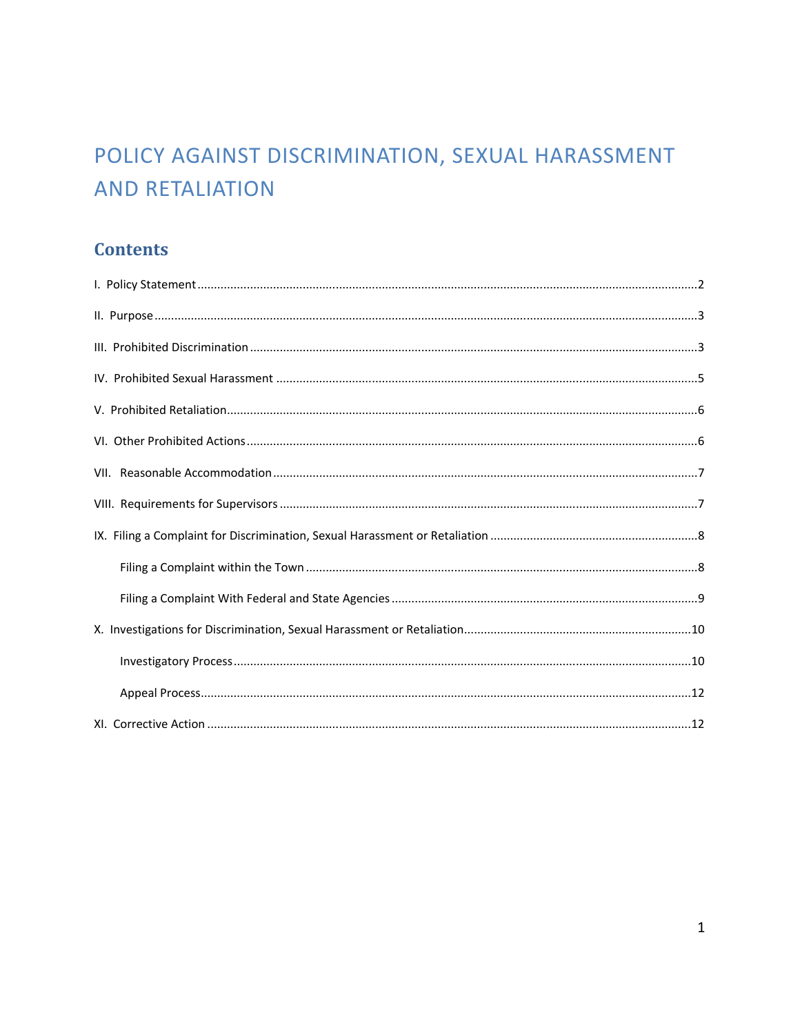# POLICY AGAINST DISCRIMINATION, SEXUAL HARASSMENT AND RETALIATION

## Contents

I. Policy Statement ..... 2

II. Purpose ..... 3

III. Prohibited Discrimination ..... 3

IV. Prohibited Sexual Harassment ..... 5

V. Prohibited Retaliation ..... 6

VI. Other Prohibited Actions ..... 6

VII. Reasonable Accommodation ..... 7

VIII. Requirements for Supervisors ..... 7

IX. Filing a Complaint for Discrimination, Sexual Harassment or Retaliation ..... 8

- Filing a Complaint within the Town ..... 8
- Filing a Complaint With Federal and State Agencies ..... 9

X. Investigations for Discrimination, Sexual Harassment or Retaliation ..... 10

- Investigatory Process ..... 10
- Appeal Process ..... 12

XI. Corrective Action ..... 12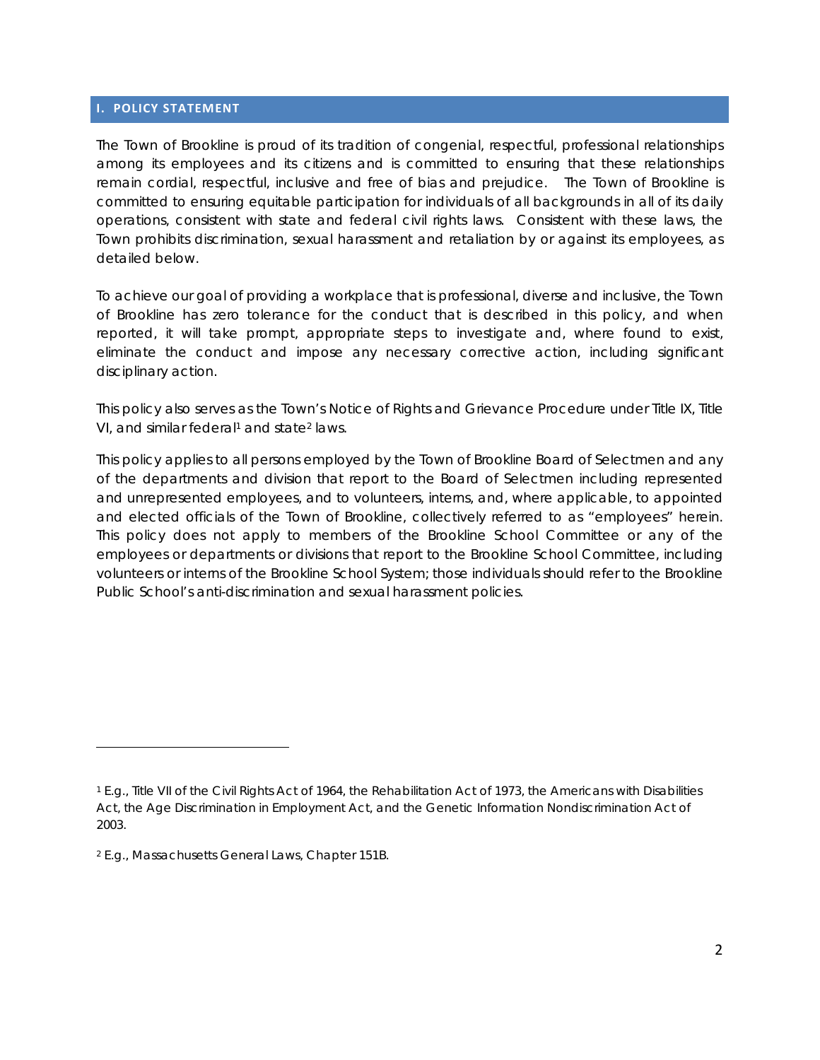## I. POLICY STATEMENT

The Town of Brookline is proud of its tradition of congenial, respectful, professional relationships among its employees and its citizens and is committed to ensuring that these relationships remain cordial, respectful, inclusive and free of bias and prejudice. The Town of Brookline is committed to ensuring equitable participation for individuals of all backgrounds in all of its daily operations, consistent with state and federal civil rights laws. Consistent with these laws, the Town prohibits discrimination, sexual harassment and retaliation by or against its employees, as detailed below.

To achieve our goal of providing a workplace that is professional, diverse and inclusive, the Town of Brookline has zero tolerance for the conduct that is described in this policy, and when reported, it will take prompt, appropriate steps to investigate and, where found to exist, eliminate the conduct and impose any necessary corrective action, including significant disciplinary action.

This policy also serves as the Town's Notice of Rights and Grievance Procedure under Title IX, Title VI, and similar federal[1] and state[2] laws.

This policy applies to all persons employed by the Town of Brookline Board of Selectmen and any of the departments and division that report to the Board of Selectmen including represented and unrepresented employees, and to volunteers, interns, and, where applicable, to appointed and elected officials of the Town of Brookline, collectively referred to as "employees" herein. This policy does not apply to members of the Brookline School Committee or any of the employees or departments or divisions that report to the Brookline School Committee, including volunteers or interns of the Brookline School System; those individuals should refer to the Brookline Public School's anti-discrimination and sexual harassment policies.

---

[1] E.g., Title VII of the Civil Rights Act of 1964, the Rehabilitation Act of 1973, the Americans with Disabilities Act, the Age Discrimination in Employment Act, and the Genetic Information Nondiscrimination Act of 2003.

[2] E.g., Massachusetts General Laws, Chapter 151B.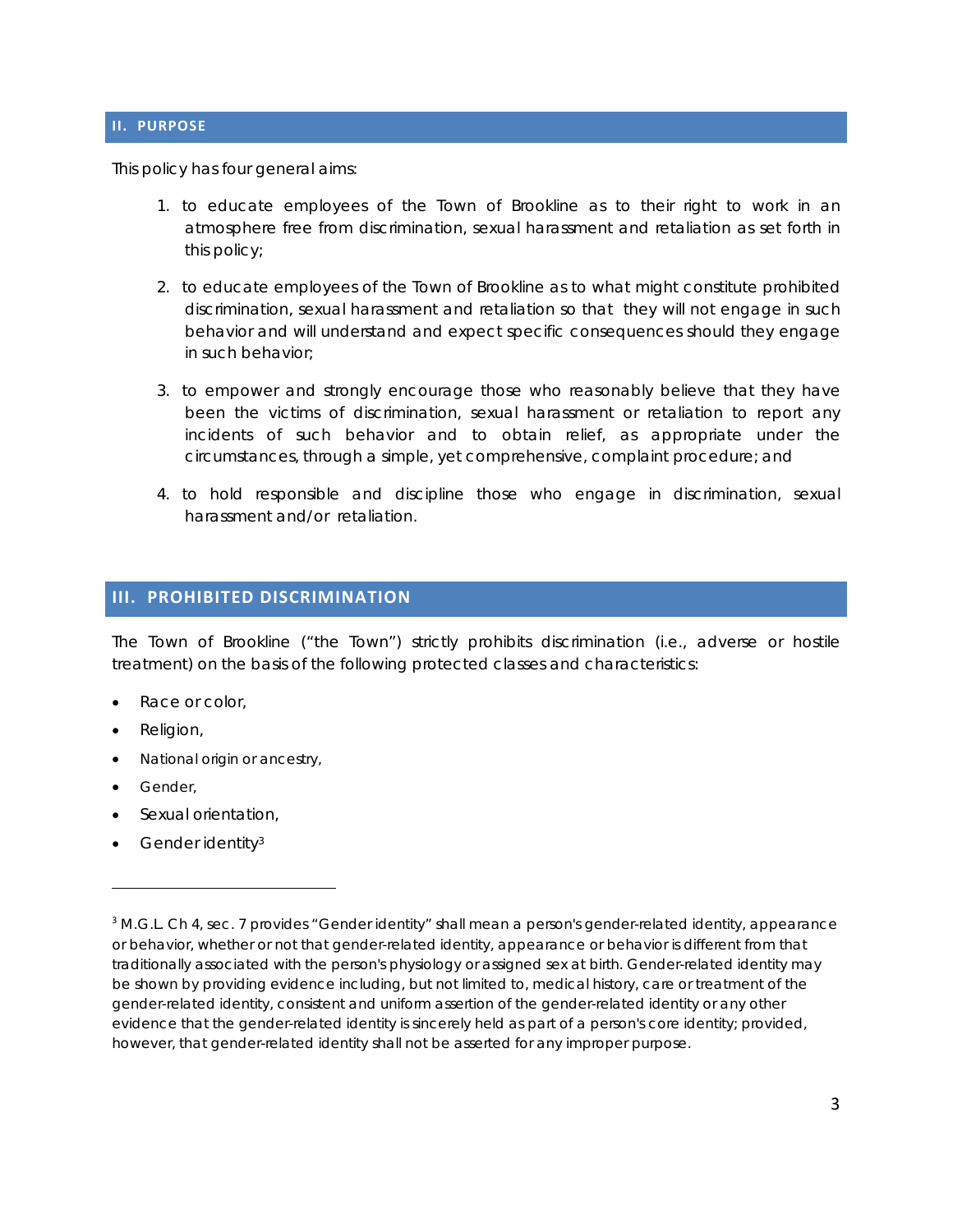## II. PURPOSE

This policy has four general aims:

1. to educate employees of the Town of Brookline as to their right to work in an atmosphere free from discrimination, sexual harassment and retaliation as set forth in this policy;

2. to educate employees of the Town of Brookline as to what might constitute prohibited discrimination, sexual harassment and retaliation so that they will not engage in such behavior and will understand and expect specific consequences should they engage in such behavior;

3. to empower and strongly encourage those who reasonably believe that they have been the victims of discrimination, sexual harassment or retaliation to report any incidents of such behavior and to obtain relief, as appropriate under the circumstances, through a simple, yet comprehensive, complaint procedure; and

4. to hold responsible and discipline those who engage in discrimination, sexual harassment and/or retaliation.

## III. PROHIBITED DISCRIMINATION

The Town of Brookline ("the Town") strictly prohibits discrimination (i.e., adverse or hostile treatment) on the basis of the following protected classes and characteristics:

- Race or color,
- Religion,
- National origin or ancestry,
- Gender,
- Sexual orientation,
- Gender identity[3]

---

[3] M.G.L. Ch 4, sec. 7 provides "Gender identity" shall mean a person's gender-related identity, appearance or behavior, whether or not that gender-related identity, appearance or behavior is different from that traditionally associated with the person's physiology or assigned sex at birth. Gender-related identity may be shown by providing evidence including, but not limited to, medical history, care or treatment of the gender-related identity, consistent and uniform assertion of the gender-related identity or any other evidence that the gender-related identity is sincerely held as part of a person's core identity; provided, however, that gender-related identity shall not be asserted for any improper purpose.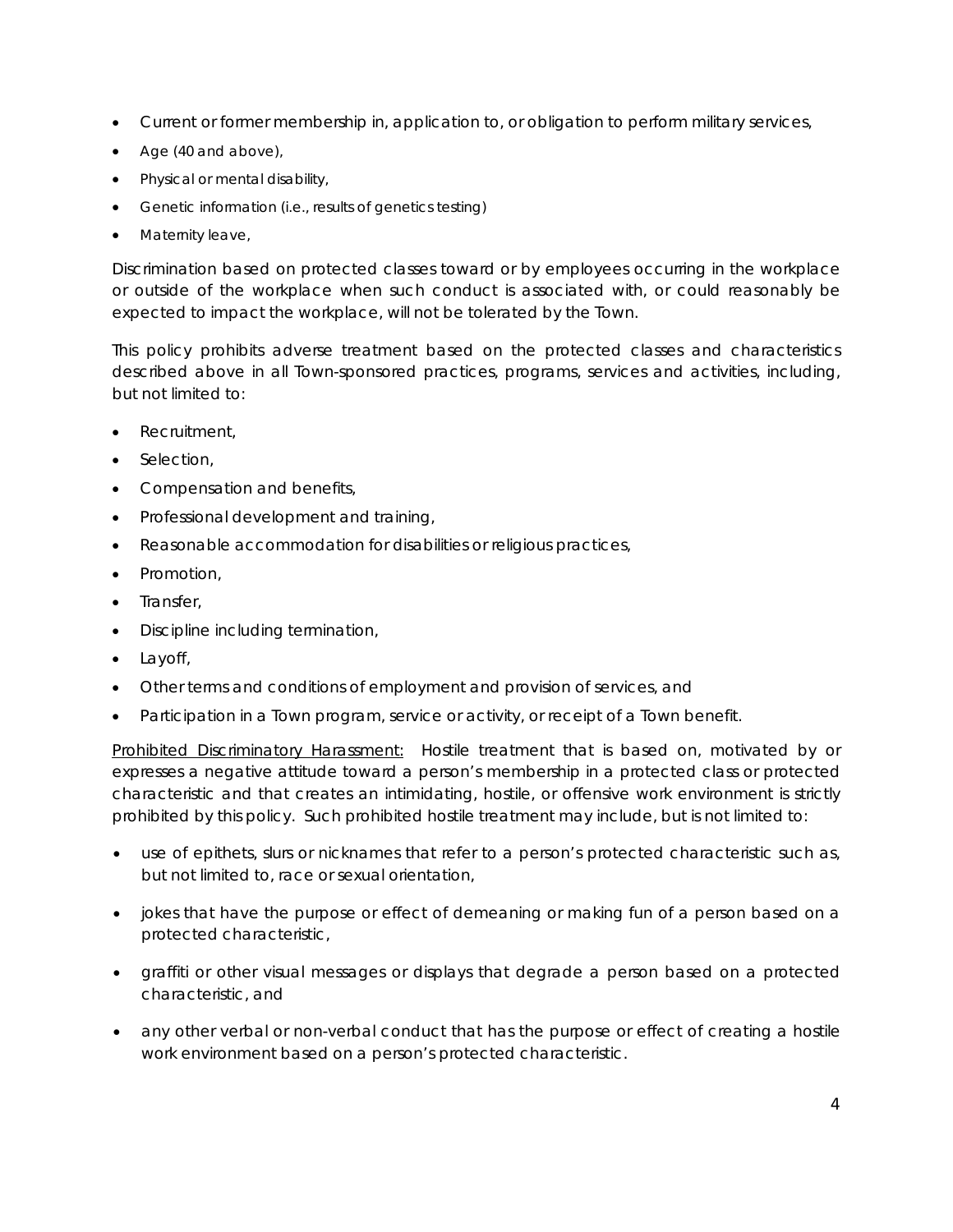- Current or former membership in, application to, or obligation to perform military services,
- Age (40 and above),
- Physical or mental disability,
- Genetic information (i.e., results of genetics testing)
- Maternity leave,

Discrimination based on protected classes toward or by employees occurring in the workplace or outside of the workplace when such conduct is associated with, or could reasonably be expected to impact the workplace, will not be tolerated by the Town.

This policy prohibits adverse treatment based on the protected classes and characteristics described above in all Town-sponsored practices, programs, services and activities, including, but not limited to:

- Recruitment,
- Selection,
- Compensation and benefits,
- Professional development and training,
- Reasonable accommodation for disabilities or religious practices,
- Promotion,
- Transfer,
- Discipline including termination,
- Layoff,
- Other terms and conditions of employment and provision of services, and
- Participation in a Town program, service or activity, or receipt of a Town benefit.

<u>Prohibited Discriminatory Harassment:</u> Hostile treatment that is based on, motivated by or expresses a negative attitude toward a person's membership in a protected class or protected characteristic and that creates an intimidating, hostile, or offensive work environment is strictly prohibited by this policy. Such prohibited hostile treatment may include, but is not limited to:

- use of epithets, slurs or nicknames that refer to a person's protected characteristic such as, but not limited to, race or sexual orientation,
- jokes that have the purpose or effect of demeaning or making fun of a person based on a protected characteristic,
- graffiti or other visual messages or displays that degrade a person based on a protected characteristic, and
- any other verbal or non-verbal conduct that has the purpose or effect of creating a hostile work environment based on a person's protected characteristic.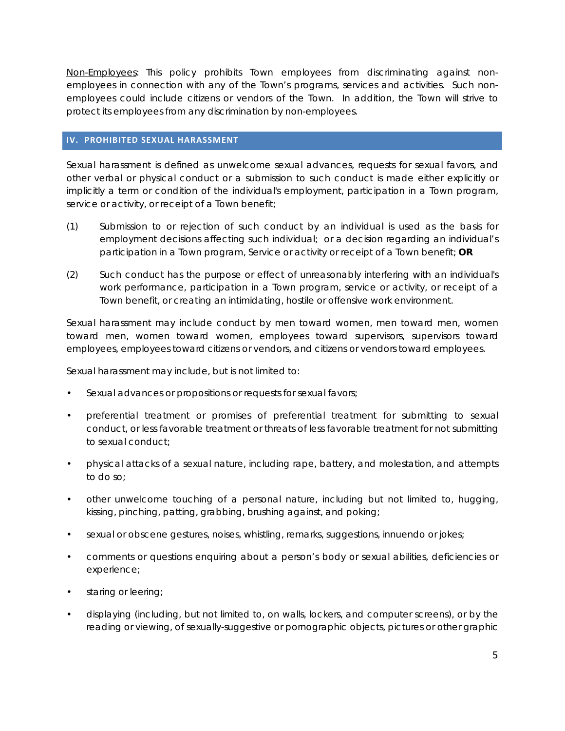<u>Non-Employees</u>: This policy prohibits Town employees from discriminating against non-employees in connection with any of the Town's programs, services and activities. Such non-employees could include citizens or vendors of the Town. In addition, the Town will strive to protect its employees from any discrimination by non-employees.

## IV. PROHIBITED SEXUAL HARASSMENT

Sexual harassment is defined as unwelcome sexual advances, requests for sexual favors, and other verbal or physical conduct or a submission to such conduct is made either explicitly or implicitly a term or condition of the individual's employment, participation in a Town program, service or activity, or receipt of a Town benefit;

(1) Submission to or rejection of such conduct by an individual is used as the basis for employment decisions affecting such individual; or a decision regarding an individual's participation in a Town program, Service or activity or receipt of a Town benefit; **OR**

(2) Such conduct has the purpose or effect of unreasonably interfering with an individual's work performance, participation in a Town program, service or activity, or receipt of a Town benefit, or creating an intimidating, hostile or offensive work environment.

Sexual harassment may include conduct by men toward women, men toward men, women toward men, women toward women, employees toward supervisors, supervisors toward employees, employees toward citizens or vendors, and citizens or vendors toward employees.

Sexual harassment may include, but is not limited to:

- Sexual advances or propositions or requests for sexual favors;
- preferential treatment or promises of preferential treatment for submitting to sexual conduct, or less favorable treatment or threats of less favorable treatment for not submitting to sexual conduct;
- physical attacks of a sexual nature, including rape, battery, and molestation, and attempts to do so;
- other unwelcome touching of a personal nature, including but not limited to, hugging, kissing, pinching, patting, grabbing, brushing against, and poking;
- sexual or obscene gestures, noises, whistling, remarks, suggestions, innuendo or jokes;
- comments or questions enquiring about a person's body or sexual abilities, deficiencies or experience;
- staring or leering;
- displaying (including, but not limited to, on walls, lockers, and computer screens), or by the reading or viewing, of sexually-suggestive or pornographic objects, pictures or other graphic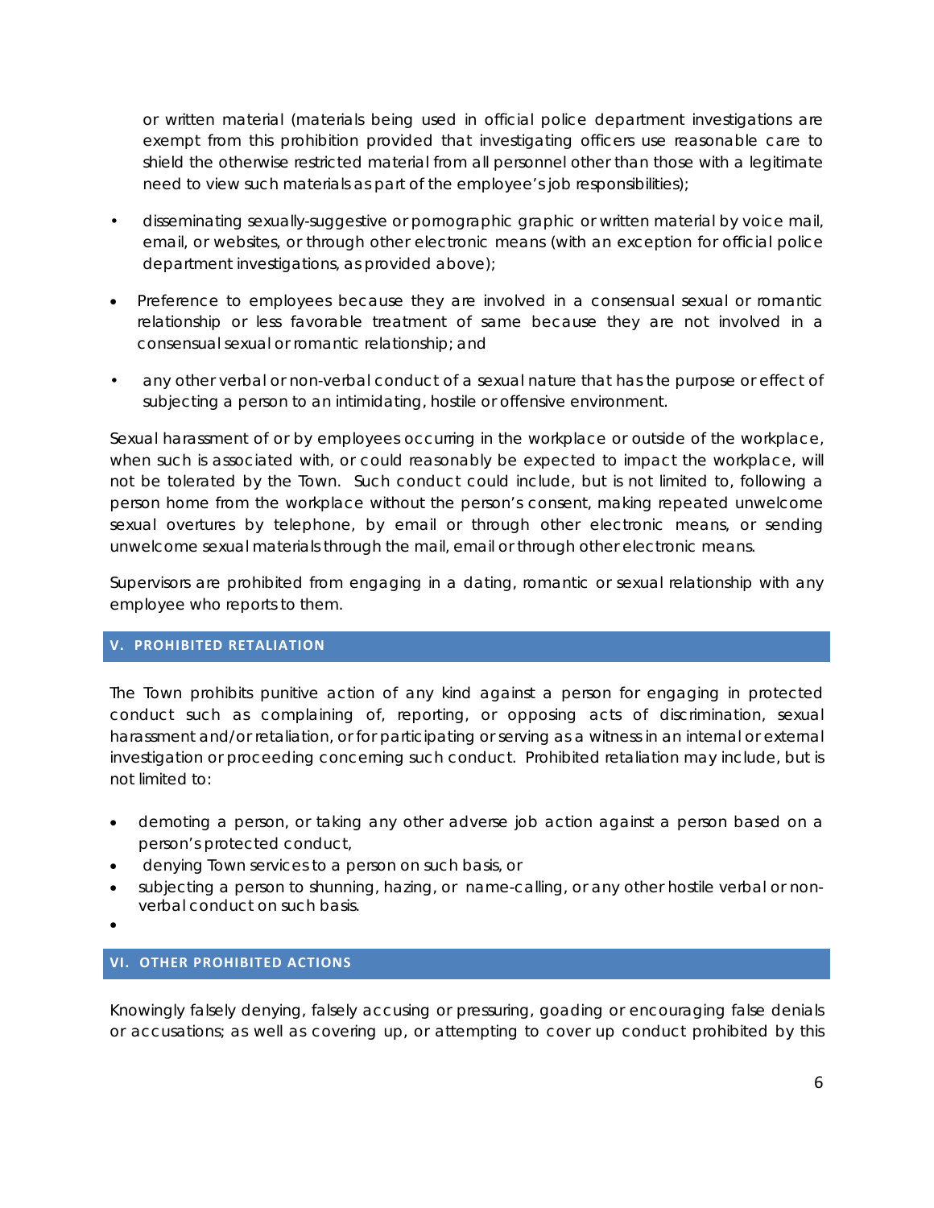or written material (materials being used in official police department investigations are exempt from this prohibition provided that investigating officers use reasonable care to shield the otherwise restricted material from all personnel other than those with a legitimate need to view such materials as part of the employee's job responsibilities);

- disseminating sexually-suggestive or pornographic graphic or written material by voice mail, email, or websites, or through other electronic means (with an exception for official police department investigations, as provided above);
- Preference to employees because they are involved in a consensual sexual or romantic relationship or less favorable treatment of same because they are not involved in a consensual sexual or romantic relationship; and
- any other verbal or non-verbal conduct of a sexual nature that has the purpose or effect of subjecting a person to an intimidating, hostile or offensive environment.

Sexual harassment of or by employees occurring in the workplace or outside of the workplace, when such is associated with, or could reasonably be expected to impact the workplace, will not be tolerated by the Town. Such conduct could include, but is not limited to, following a person home from the workplace without the person's consent, making repeated unwelcome sexual overtures by telephone, by email or through other electronic means, or sending unwelcome sexual materials through the mail, email or through other electronic means.

Supervisors are prohibited from engaging in a dating, romantic or sexual relationship with any employee who reports to them.

## V. PROHIBITED RETALIATION

The Town prohibits punitive action of any kind against a person for engaging in protected conduct such as complaining of, reporting, or opposing acts of discrimination, sexual harassment and/or retaliation, or for participating or serving as a witness in an internal or external investigation or proceeding concerning such conduct. Prohibited retaliation may include, but is not limited to:

- demoting a person, or taking any other adverse job action against a person based on a person's protected conduct,
- denying Town services to a person on such basis, or
- subjecting a person to shunning, hazing, or name-calling, or any other hostile verbal or non-verbal conduct on such basis.

## VI. OTHER PROHIBITED ACTIONS

Knowingly falsely denying, falsely accusing or pressuring, goading or encouraging false denials or accusations; as well as covering up, or attempting to cover up conduct prohibited by this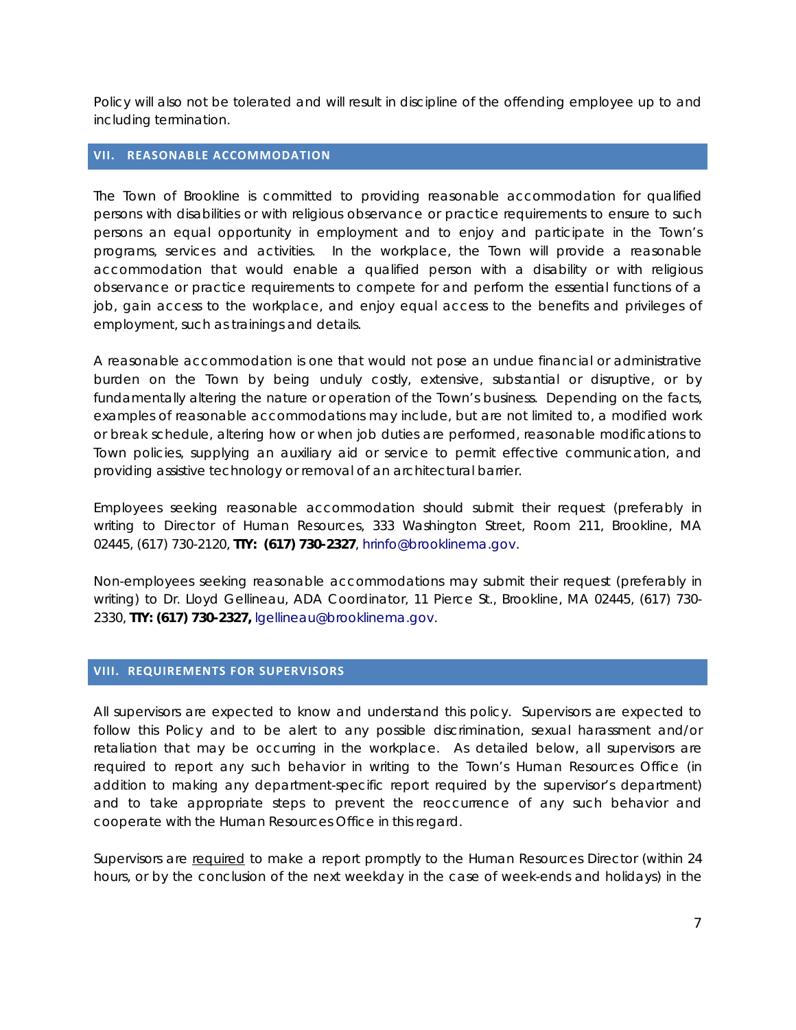Policy will also not be tolerated and will result in discipline of the offending employee up to and including termination.

## VII. REASONABLE ACCOMMODATION

The Town of Brookline is committed to providing reasonable accommodation for qualified persons with disabilities or with religious observance or practice requirements to ensure to such persons an equal opportunity in employment and to enjoy and participate in the Town's programs, services and activities. In the workplace, the Town will provide a reasonable accommodation that would enable a qualified person with a disability or with religious observance or practice requirements to compete for and perform the essential functions of a job, gain access to the workplace, and enjoy equal access to the benefits and privileges of employment, such as trainings and details.

A reasonable accommodation is one that would not pose an undue financial or administrative burden on the Town by being unduly costly, extensive, substantial or disruptive, or by fundamentally altering the nature or operation of the Town's business. Depending on the facts, examples of reasonable accommodations may include, but are not limited to, a modified work or break schedule, altering how or when job duties are performed, reasonable modifications to Town policies, supplying an auxiliary aid or service to permit effective communication, and providing assistive technology or removal of an architectural barrier.

Employees seeking reasonable accommodation should submit their request (preferably in writing to Director of Human Resources, 333 Washington Street, Room 211, Brookline, MA 02445, (617) 730-2120, **TTY: (617) 730-2327**, hrinfo@brooklinema.gov.

Non-employees seeking reasonable accommodations may submit their request (preferably in writing) to Dr. Lloyd Gellineau, ADA Coordinator, 11 Pierce St., Brookline, MA 02445, (617) 730-2330, **TTY: (617) 730-2327,** lgellineau@brooklinema.gov.

## VIII. REQUIREMENTS FOR SUPERVISORS

All supervisors are expected to know and understand this policy. Supervisors are expected to follow this Policy and to be alert to any possible discrimination, sexual harassment and/or retaliation that may be occurring in the workplace. As detailed below, all supervisors are required to report any such behavior in writing to the Town's Human Resources Office (in addition to making any department-specific report required by the supervisor's department) and to take appropriate steps to prevent the reoccurrence of any such behavior and cooperate with the Human Resources Office in this regard.

Supervisors are <u>required</u> to make a report promptly to the Human Resources Director (within 24 hours, or by the conclusion of the next weekday in the case of week-ends and holidays) in the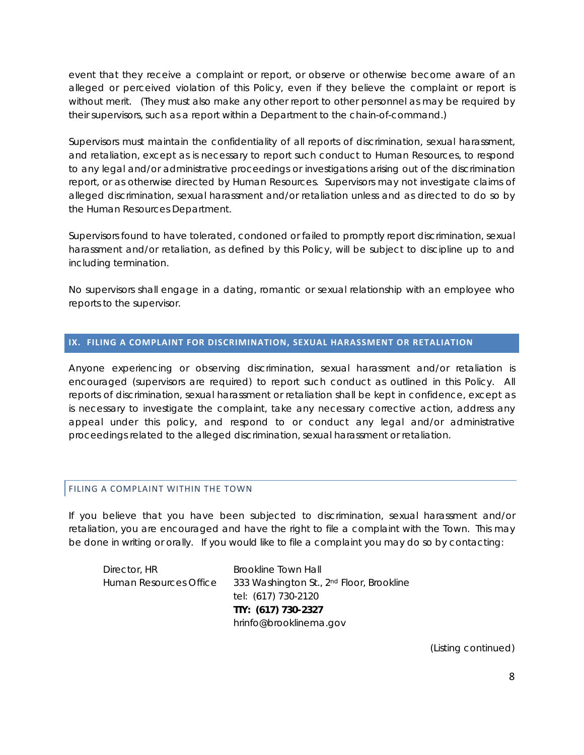event that they receive a complaint or report, or observe or otherwise become aware of an alleged or perceived violation of this Policy, even if they believe the complaint or report is without merit. (They must also make any other report to other personnel as may be required by their supervisors, such as a report within a Department to the chain-of-command.)

Supervisors must maintain the confidentiality of all reports of discrimination, sexual harassment, and retaliation, except as is necessary to report such conduct to Human Resources, to respond to any legal and/or administrative proceedings or investigations arising out of the discrimination report, or as otherwise directed by Human Resources. Supervisors may not investigate claims of alleged discrimination, sexual harassment and/or retaliation unless and as directed to do so by the Human Resources Department.

Supervisors found to have tolerated, condoned or failed to promptly report discrimination, sexual harassment and/or retaliation, as defined by this Policy, will be subject to discipline up to and including termination.

No supervisors shall engage in a dating, romantic or sexual relationship with an employee who reports to the supervisor.

## IX. FILING A COMPLAINT FOR DISCRIMINATION, SEXUAL HARASSMENT OR RETALIATION

Anyone experiencing or observing discrimination, sexual harassment and/or retaliation is encouraged (supervisors are required) to report such conduct as outlined in this Policy. All reports of discrimination, sexual harassment or retaliation shall be kept in confidence, except as is necessary to investigate the complaint, take any necessary corrective action, address any appeal under this policy, and respond to or conduct any legal and/or administrative proceedings related to the alleged discrimination, sexual harassment or retaliation.

### FILING A COMPLAINT WITHIN THE TOWN

If you believe that you have been subjected to discrimination, sexual harassment and/or retaliation, you are encouraged and have the right to file a complaint with the Town. This may be done in writing or orally. If you would like to file a complaint you may do so by contacting:

| | |
|---|---|
| Director, HR | Brookline Town Hall |
| Human Resources Office | 333 Washington St., 2nd Floor, Brookline |
| | tel: (617) 730-2120 |
| | **TTY: (617) 730-2327** |
| | hrinfo@brooklinema.gov |

(Listing continued)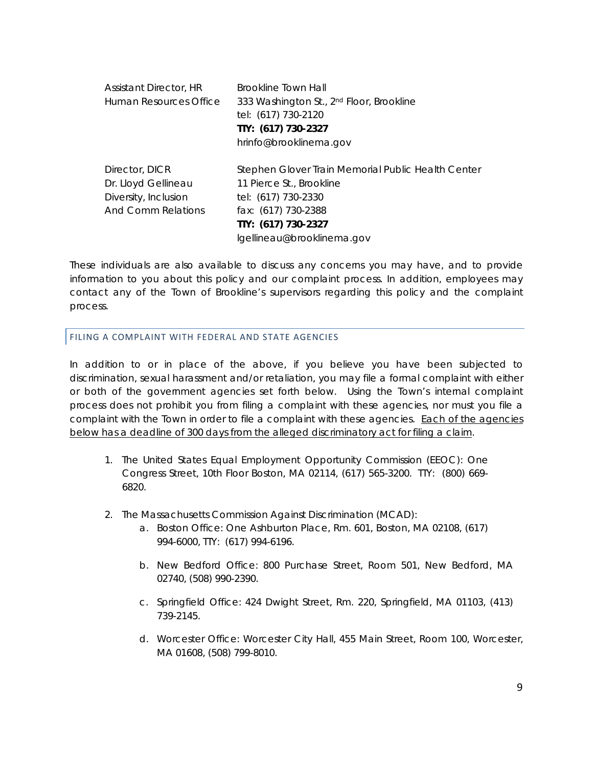Assistant Director, HR
Human Resources Office

Brookline Town Hall
333 Washington St., 2nd Floor, Brookline
tel: (617) 730-2120
**TTY: (617) 730-2327**
hrinfo@brooklinema.gov

Director, DICR
Dr. Lloyd Gellineau
Diversity, Inclusion
And Comm Relations

Stephen Glover Train Memorial Public Health Center
11 Pierce St., Brookline
tel: (617) 730-2330
fax: (617) 730-2388
**TTY: (617) 730-2327**
lgellineau@brooklinema.gov

These individuals are also available to discuss any concerns you may have, and to provide information to you about this policy and our complaint process. In addition, employees may contact any of the Town of Brookline's supervisors regarding this policy and the complaint process.

## FILING A COMPLAINT WITH FEDERAL AND STATE AGENCIES

In addition to or in place of the above, if you believe you have been subjected to discrimination, sexual harassment and/or retaliation, you may file a formal complaint with either or both of the government agencies set forth below. Using the Town's internal complaint process does not prohibit you from filing a complaint with these agencies, nor must you file a complaint with the Town in order to file a complaint with these agencies. <u>Each of the agencies below has a deadline of 300 days from the alleged discriminatory act for filing a claim</u>.

1. The United States Equal Employment Opportunity Commission (EEOC): One Congress Street, 10th Floor Boston, MA 02114, (617) 565-3200. TTY: (800) 669-6820.

2. The Massachusetts Commission Against Discrimination (MCAD):
   a. Boston Office: One Ashburton Place, Rm. 601, Boston, MA 02108, (617) 994-6000, TTY: (617) 994-6196.

   b. New Bedford Office: 800 Purchase Street, Room 501, New Bedford, MA 02740, (508) 990-2390.

   c. Springfield Office: 424 Dwight Street, Rm. 220, Springfield, MA 01103, (413) 739-2145.

   d. Worcester Office: Worcester City Hall, 455 Main Street, Room 100, Worcester, MA 01608, (508) 799-8010.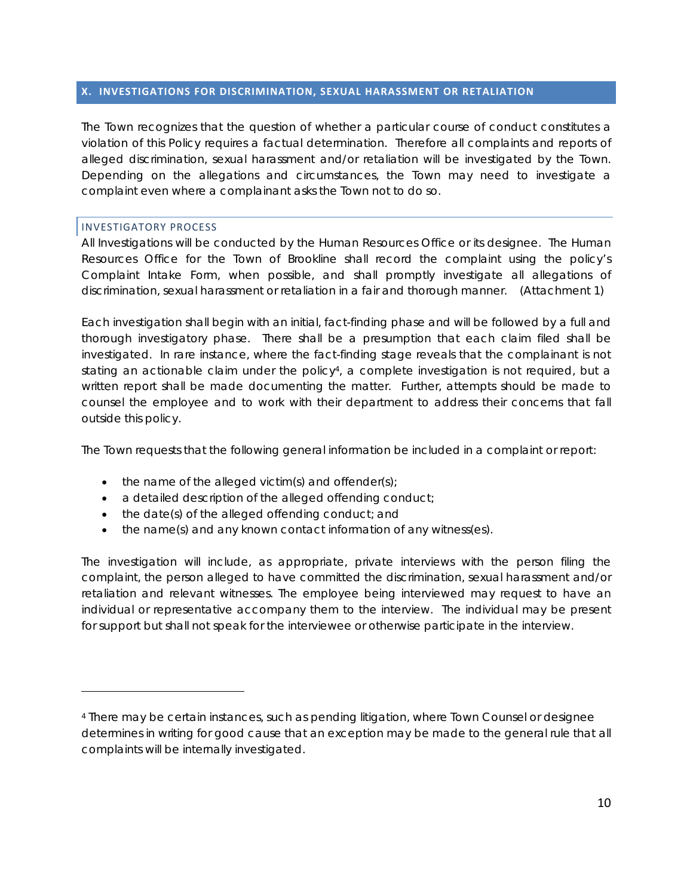## X. INVESTIGATIONS FOR DISCRIMINATION, SEXUAL HARASSMENT OR RETALIATION

The Town recognizes that the question of whether a particular course of conduct constitutes a violation of this Policy requires a factual determination. Therefore all complaints and reports of alleged discrimination, sexual harassment and/or retaliation will be investigated by the Town. Depending on the allegations and circumstances, the Town may need to investigate a complaint even where a complainant asks the Town not to do so.

### INVESTIGATORY PROCESS

All Investigations will be conducted by the Human Resources Office or its designee. The Human Resources Office for the Town of Brookline shall record the complaint using the policy's Complaint Intake Form, when possible, and shall promptly investigate all allegations of discrimination, sexual harassment or retaliation in a fair and thorough manner. (Attachment 1)

Each investigation shall begin with an initial, fact-finding phase and will be followed by a full and thorough investigatory phase. There shall be a presumption that each claim filed shall be investigated. In rare instance, where the fact-finding stage reveals that the complainant is not stating an actionable claim under the policy[4], a complete investigation is not required, but a written report shall be made documenting the matter. Further, attempts should be made to counsel the employee and to work with their department to address their concerns that fall outside this policy.

The Town requests that the following general information be included in a complaint or report:

- the name of the alleged victim(s) and offender(s);
- a detailed description of the alleged offending conduct;
- the date(s) of the alleged offending conduct; and
- the name(s) and any known contact information of any witness(es).

The investigation will include, as appropriate, private interviews with the person filing the complaint, the person alleged to have committed the discrimination, sexual harassment and/or retaliation and relevant witnesses. The employee being interviewed may request to have an individual or representative accompany them to the interview. The individual may be present for support but shall not speak for the interviewee or otherwise participate in the interview.

---

[4] There may be certain instances, such as pending litigation, where Town Counsel or designee determines in writing for good cause that an exception may be made to the general rule that all complaints will be internally investigated.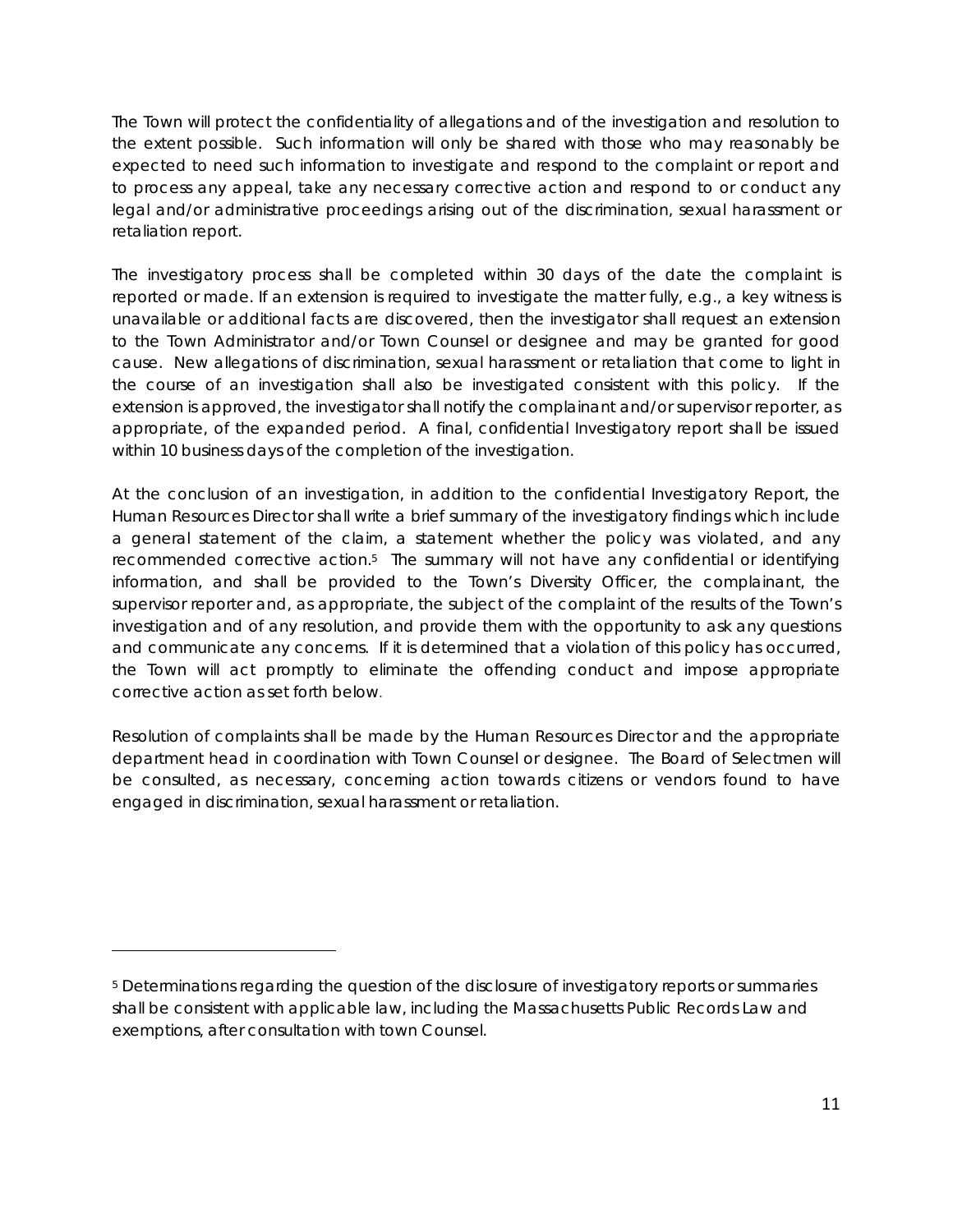The Town will protect the confidentiality of allegations and of the investigation and resolution to the extent possible. Such information will only be shared with those who may reasonably be expected to need such information to investigate and respond to the complaint or report and to process any appeal, take any necessary corrective action and respond to or conduct any legal and/or administrative proceedings arising out of the discrimination, sexual harassment or retaliation report.

The investigatory process shall be completed within 30 days of the date the complaint is reported or made. If an extension is required to investigate the matter fully, e.g., a key witness is unavailable or additional facts are discovered, then the investigator shall request an extension to the Town Administrator and/or Town Counsel or designee and may be granted for good cause. New allegations of discrimination, sexual harassment or retaliation that come to light in the course of an investigation shall also be investigated consistent with this policy. If the extension is approved, the investigator shall notify the complainant and/or supervisor reporter, as appropriate, of the expanded period. A final, confidential Investigatory report shall be issued within 10 business days of the completion of the investigation.

At the conclusion of an investigation, in addition to the confidential Investigatory Report, the Human Resources Director shall write a brief summary of the investigatory findings which include a general statement of the claim, a statement whether the policy was violated, and any recommended corrective action.[5] The summary will not have any confidential or identifying information, and shall be provided to the Town's Diversity Officer, the complainant, the supervisor reporter and, as appropriate, the subject of the complaint of the results of the Town's investigation and of any resolution, and provide them with the opportunity to ask any questions and communicate any concerns. If it is determined that a violation of this policy has occurred, the Town will act promptly to eliminate the offending conduct and impose appropriate corrective action as set forth below.

Resolution of complaints shall be made by the Human Resources Director and the appropriate department head in coordination with Town Counsel or designee. The Board of Selectmen will be consulted, as necessary, concerning action towards citizens or vendors found to have engaged in discrimination, sexual harassment or retaliation.

---

[5] Determinations regarding the question of the disclosure of investigatory reports or summaries shall be consistent with applicable law, including the Massachusetts Public Records Law and exemptions, after consultation with town Counsel.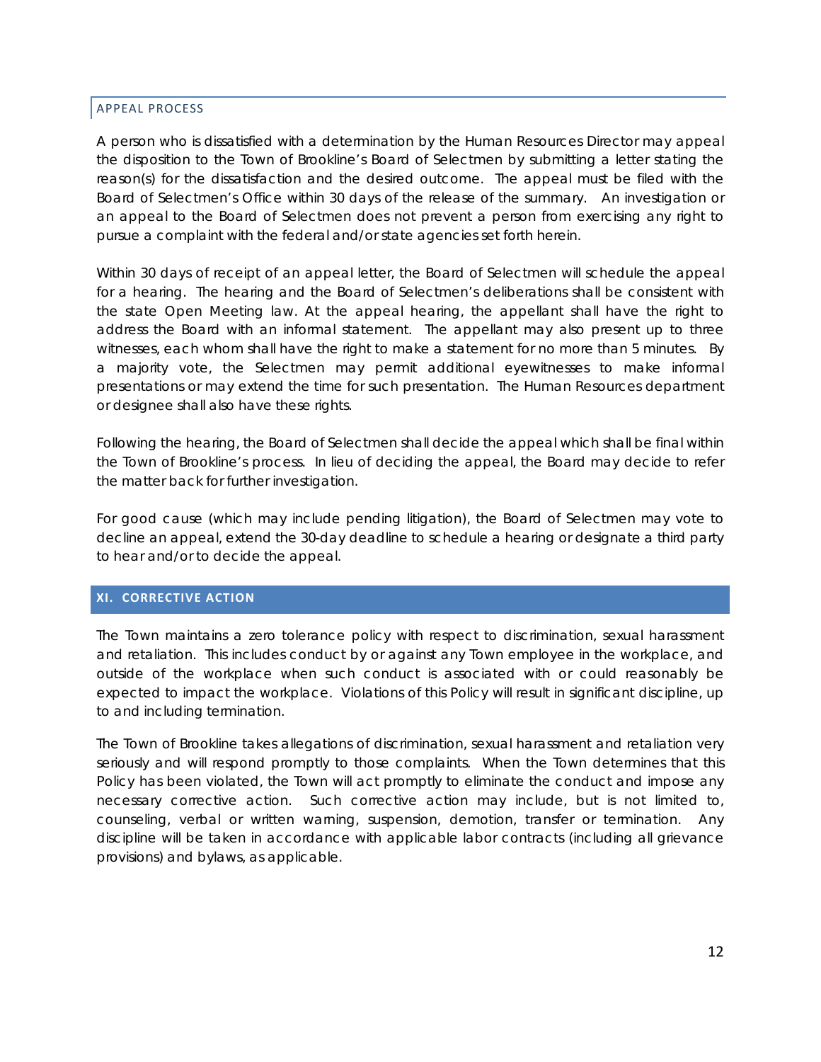### APPEAL PROCESS

A person who is dissatisfied with a determination by the Human Resources Director may appeal the disposition to the Town of Brookline's Board of Selectmen by submitting a letter stating the reason(s) for the dissatisfaction and the desired outcome. The appeal must be filed with the Board of Selectmen's Office within 30 days of the release of the summary. An investigation or an appeal to the Board of Selectmen does not prevent a person from exercising any right to pursue a complaint with the federal and/or state agencies set forth herein.

Within 30 days of receipt of an appeal letter, the Board of Selectmen will schedule the appeal for a hearing. The hearing and the Board of Selectmen's deliberations shall be consistent with the state Open Meeting law. At the appeal hearing, the appellant shall have the right to address the Board with an informal statement. The appellant may also present up to three witnesses, each whom shall have the right to make a statement for no more than 5 minutes. By a majority vote, the Selectmen may permit additional eyewitnesses to make informal presentations or may extend the time for such presentation. The Human Resources department or designee shall also have these rights.

Following the hearing, the Board of Selectmen shall decide the appeal which shall be final within the Town of Brookline's process. In lieu of deciding the appeal, the Board may decide to refer the matter back for further investigation.

For good cause (which may include pending litigation), the Board of Selectmen may vote to decline an appeal, extend the 30-day deadline to schedule a hearing or designate a third party to hear and/or to decide the appeal.

## XI. CORRECTIVE ACTION

The Town maintains a zero tolerance policy with respect to discrimination, sexual harassment and retaliation. This includes conduct by or against any Town employee in the workplace, and outside of the workplace when such conduct is associated with or could reasonably be expected to impact the workplace. Violations of this Policy will result in significant discipline, up to and including termination.

The Town of Brookline takes allegations of discrimination, sexual harassment and retaliation very seriously and will respond promptly to those complaints. When the Town determines that this Policy has been violated, the Town will act promptly to eliminate the conduct and impose any necessary corrective action. Such corrective action may include, but is not limited to, counseling, verbal or written warning, suspension, demotion, transfer or termination. Any discipline will be taken in accordance with applicable labor contracts (including all grievance provisions) and bylaws, as applicable.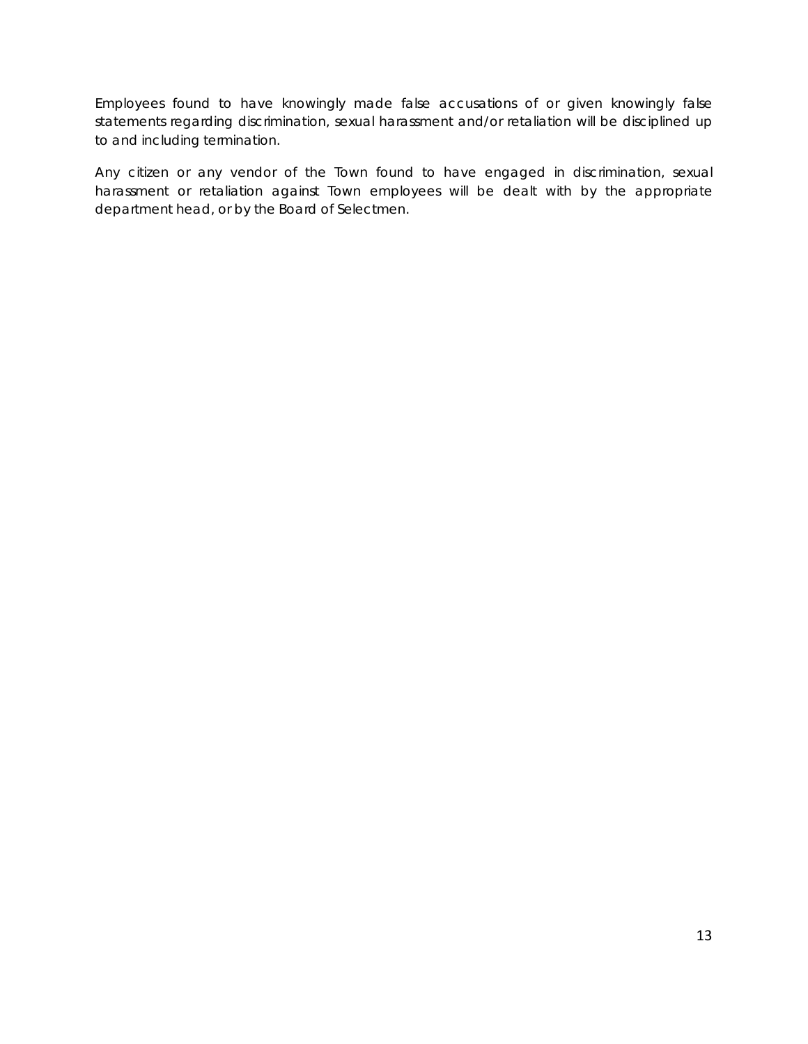Employees found to have knowingly made false accusations of or given knowingly false statements regarding discrimination, sexual harassment and/or retaliation will be disciplined up to and including termination.

Any citizen or any vendor of the Town found to have engaged in discrimination, sexual harassment or retaliation against Town employees will be dealt with by the appropriate department head, or by the Board of Selectmen.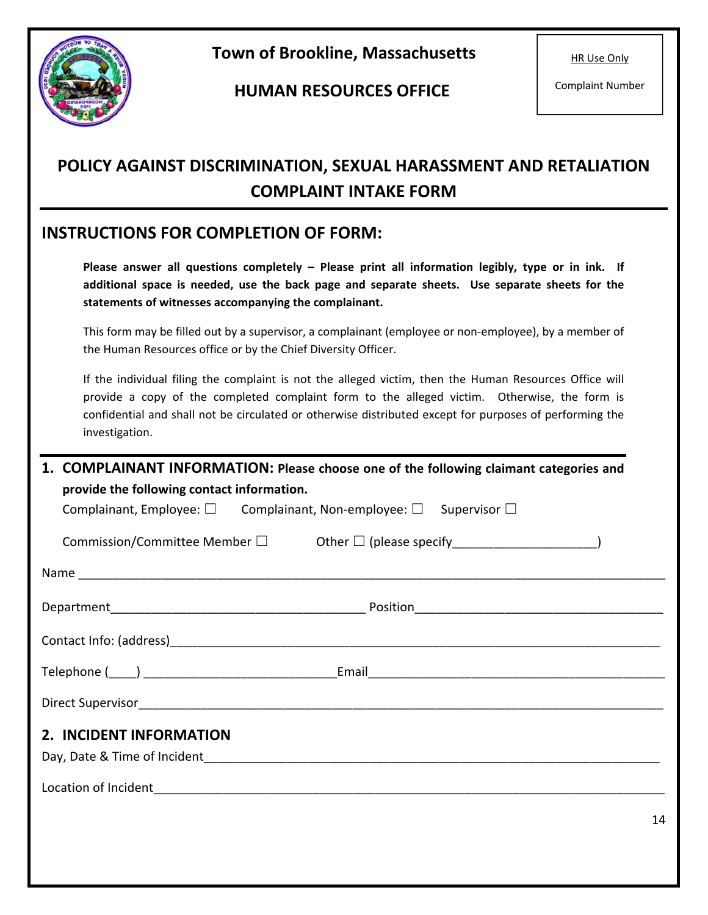**Town of Brookline, Massachusetts**

**HUMAN RESOURCES OFFICE**

| HR Use Only |
| --- |
| Complaint Number |

# POLICY AGAINST DISCRIMINATION, SEXUAL HARASSMENT AND RETALIATION COMPLAINT INTAKE FORM

## INSTRUCTIONS FOR COMPLETION OF FORM:

**Please answer all questions completely – Please print all information legibly, type or in ink. If additional space is needed, use the back page and separate sheets. Use separate sheets for the statements of witnesses accompanying the complainant.**

This form may be filled out by a supervisor, a complainant (employee or non-employee), by a member of the Human Resources office or by the Chief Diversity Officer.

If the individual filing the complaint is not the alleged victim, then the Human Resources Office will provide a copy of the completed complaint form to the alleged victim. Otherwise, the form is confidential and shall not be circulated or otherwise distributed except for purposes of performing the investigation.

## 1. COMPLAINANT INFORMATION: Please choose one of the following claimant categories and provide the following contact information.

Complainant, Employee: ☐ Complainant, Non-employee: ☐ Supervisor ☐

Commission/Committee Member ☐ Other ☐ (please specify____________________)

Name ________________________________________________________________________________

Department____________________________________ Position___________________________________

Contact Info: (address)______________________________________________________________________

Telephone (____) ___________________________Email___________________________________________

Direct Supervisor_________________________________________________________________________

## 2. INCIDENT INFORMATION

Day, Date & Time of Incident_______________________________________________________________

Location of Incident_______________________________________________________________________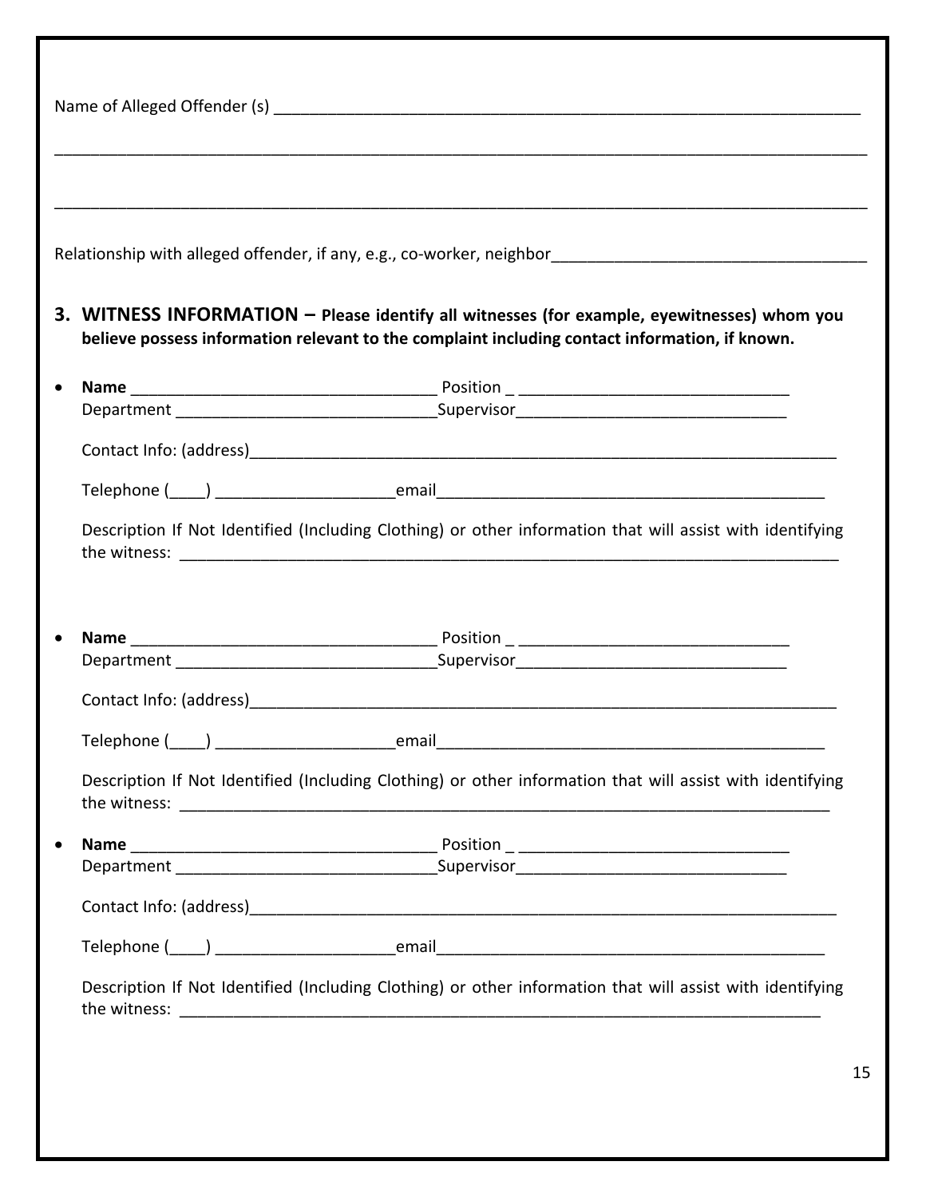Name of Alleged Offender (s) ______________________________________________________________

______________________________________________________________________________________

______________________________________________________________________________________

Relationship with alleged offender, if any, e.g., co-worker, neighbor___________________________________

## 3. WITNESS INFORMATION – Please identify all witnesses (for example, eyewitnesses) whom you believe possess information relevant to the complaint including contact information, if known.

- **Name** _________________________________ Position _ ______________________________
  Department ____________________________Supervisor______________________________

  Contact Info: (address)_____________________________________________________________

  Telephone (____) ___________________email__________________________________________

  Description If Not Identified (Including Clothing) or other information that will assist with identifying the witness: _________________________________________________________________________

- **Name** _________________________________ Position _ ______________________________
  Department ____________________________Supervisor______________________________

  Contact Info: (address)_____________________________________________________________

  Telephone (____) ___________________email__________________________________________

  Description If Not Identified (Including Clothing) or other information that will assist with identifying the witness: _________________________________________________________________________

- **Name** _________________________________ Position _ ______________________________
  Department ____________________________Supervisor______________________________

  Contact Info: (address)_____________________________________________________________

  Telephone (____) ___________________email__________________________________________

  Description If Not Identified (Including Clothing) or other information that will assist with identifying the witness: _________________________________________________________________________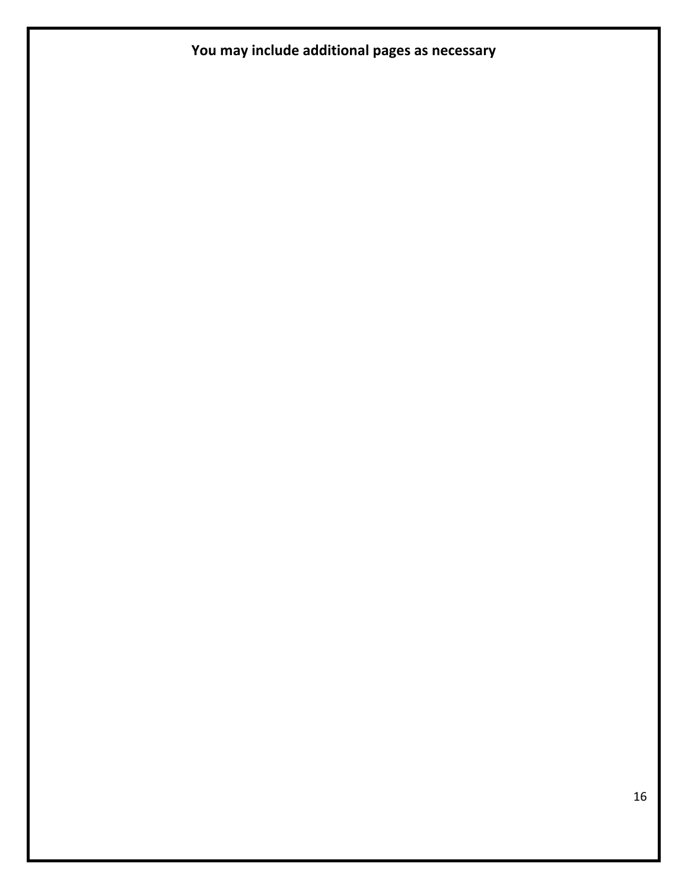**You may include additional pages as necessary**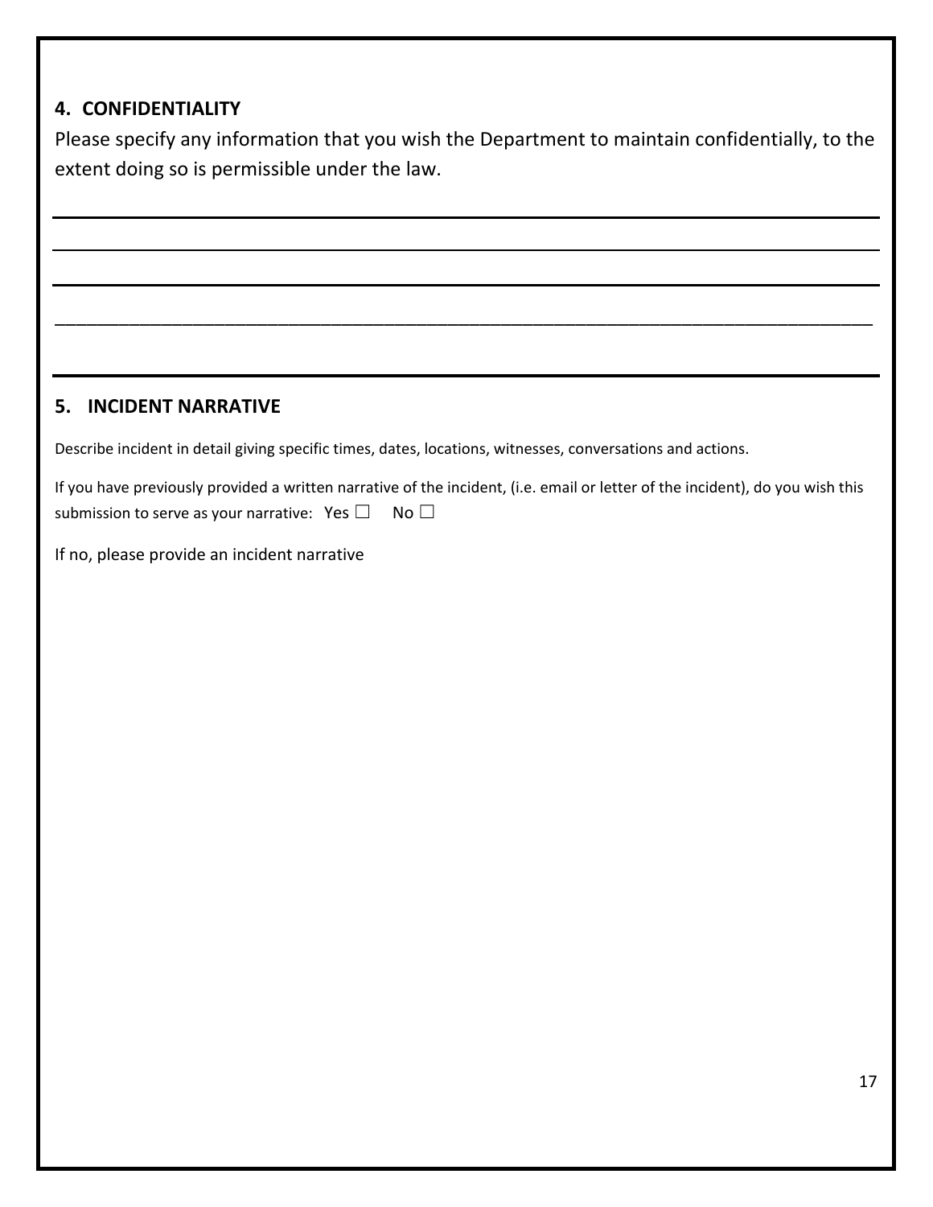## 4. CONFIDENTIALITY

Please specify any information that you wish the Department to maintain confidentially, to the extent doing so is permissible under the law.

_______________________________________________________________________________

_______________________________________________________________________________

_______________________________________________________________________________

_______________________________________________________________________________

_______________________________________________________________________________

## 5. INCIDENT NARRATIVE

Describe incident in detail giving specific times, dates, locations, witnesses, conversations and actions.

If you have previously provided a written narrative of the incident, (i.e. email or letter of the incident), do you wish this submission to serve as your narrative: Yes ☐ No ☐

If no, please provide an incident narrative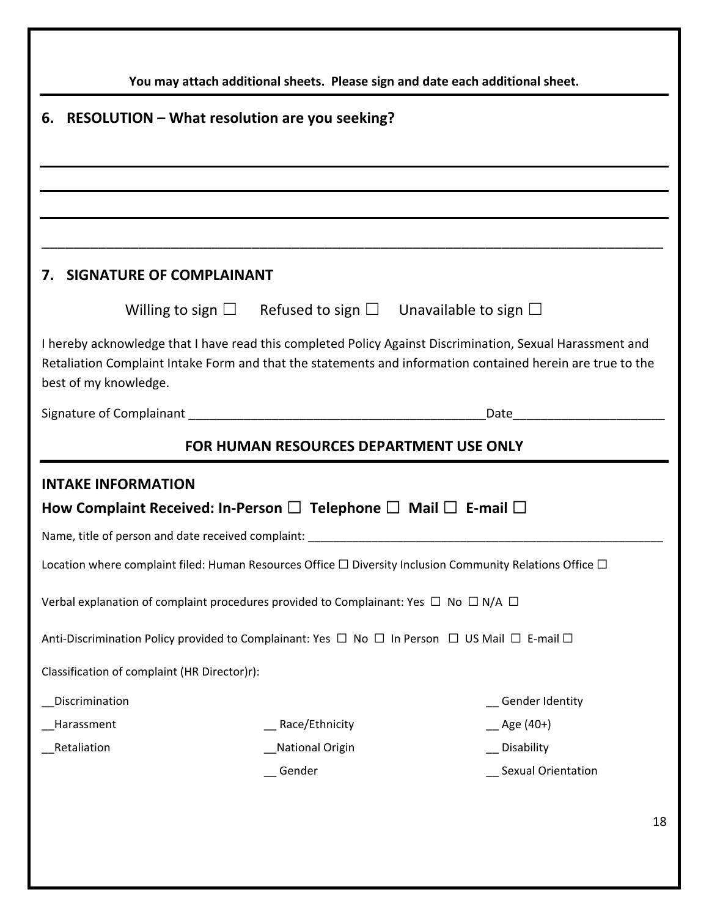**You may attach additional sheets. Please sign and date each additional sheet.**

## 6. RESOLUTION – What resolution are you seeking?

_______________________________________________________________________________________

_______________________________________________________________________________________

_______________________________________________________________________________________

_______________________________________________________________________________________

## 7. SIGNATURE OF COMPLAINANT

Willing to sign ☐ Refused to sign ☐ Unavailable to sign ☐

I hereby acknowledge that I have read this completed Policy Against Discrimination, Sexual Harassment and Retaliation Complaint Intake Form and that the statements and information contained herein are true to the best of my knowledge.

Signature of Complainant ___________________________________________Date_____________________

## FOR HUMAN RESOURCES DEPARTMENT USE ONLY

### INTAKE INFORMATION

**How Complaint Received: In-Person ☐ Telephone ☐ Mail ☐ E-mail ☐**

Name, title of person and date received complaint: _________________________________________________________

Location where complaint filed: Human Resources Office ☐ Diversity Inclusion Community Relations Office ☐

Verbal explanation of complaint procedures provided to Complainant: Yes ☐ No ☐ N/A ☐

Anti-Discrimination Policy provided to Complainant: Yes ☐ No ☐ In Person ☐ US Mail ☐ E-mail ☐

Classification of complaint (HR Director)r):

__Discrimination

__Harassment

__Retaliation

__ Race/Ethnicity

__National Origin

__ Gender

__ Gender Identity

__ Age (40+)

__ Disability

__ Sexual Orientation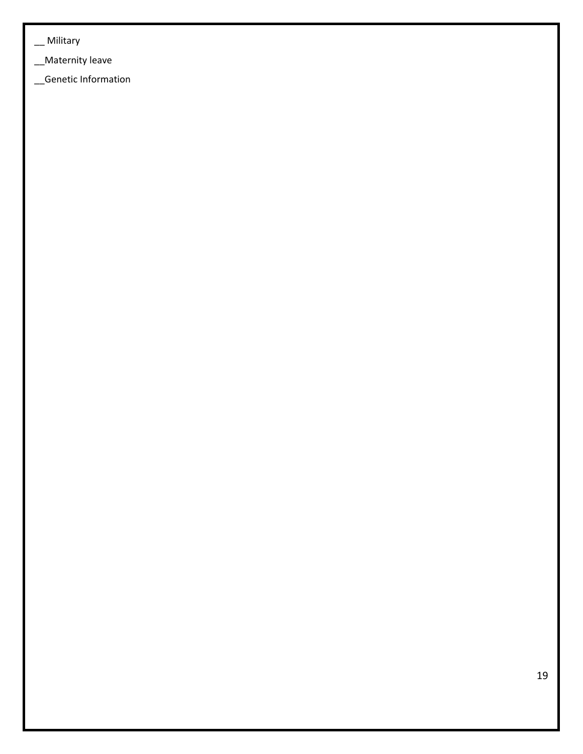__ Military

__Maternity leave

__Genetic Information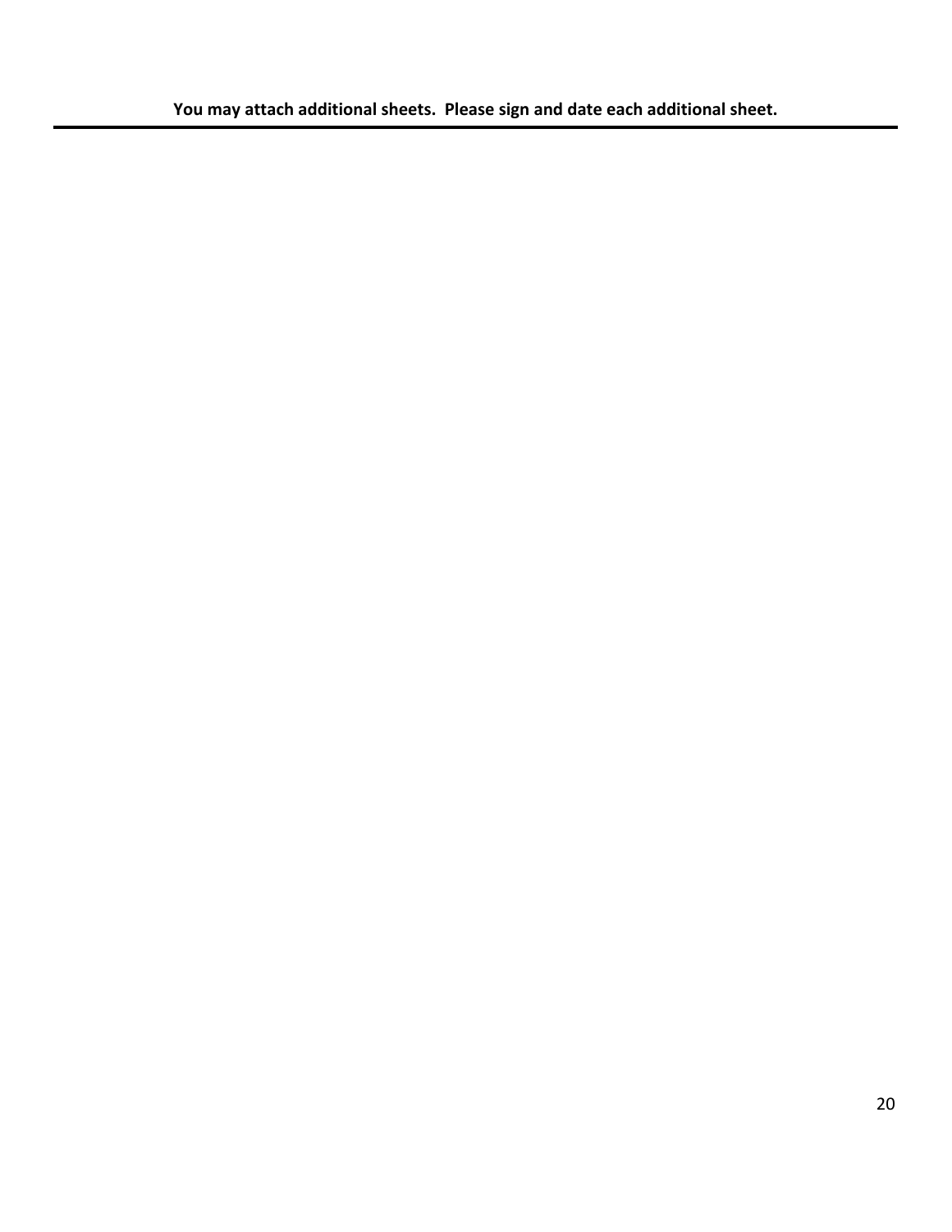**You may attach additional sheets. Please sign and date each additional sheet.**

---